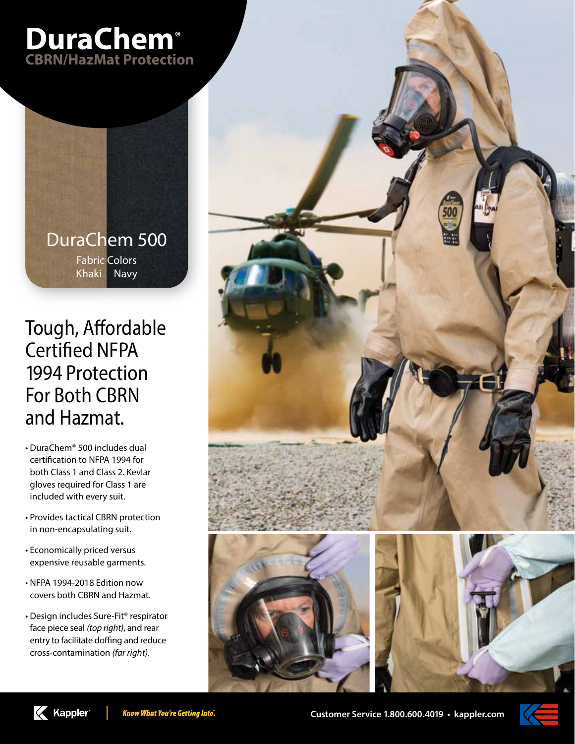# DuraChem®

## CBRN/HazMat Protection

DuraChem 500

Fabric Colors
Khaki Navy

## Tough, Affordable Certified NFPA 1994 Protection For Both CBRN and Hazmat.

- DuraChem® 500 includes dual certification to NFPA 1994 for both Class 1 and Class 2. Kevlar gloves required for Class 1 are included with every suit.
- Provides tactical CBRN protection in non-encapsulating suit.
- Economically priced versus expensive reusable garments.
- NFPA 1994-2018 Edition now covers both CBRN and Hazmat.
- Design includes Sure-Fit® respirator face piece seal *(top right)*, and rear entry to facilitate doffing and reduce cross-contamination *(far right)*.

Kappler® | *Know What You're Getting Into.*®

Customer Service 1.800.600.4019 • kappler.com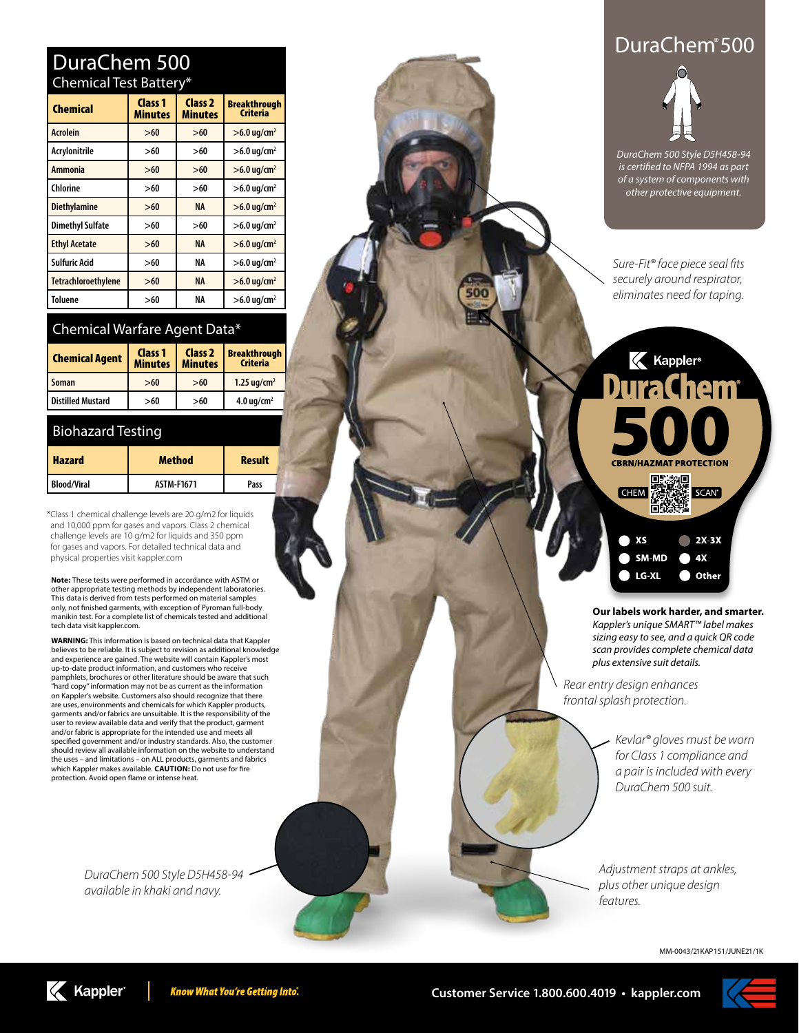# DuraChem 500

## Chemical Test Battery*

| Chemical | Class 1 Minutes | Class 2 Minutes | Breakthrough Criteria |
|---|---|---|---|
| Acrolein | >60 | >60 | >6.0 ug/cm² |
| Acrylonitrile | >60 | >60 | >6.0 ug/cm² |
| Ammonia | >60 | >60 | >6.0 ug/cm² |
| Chlorine | >60 | >60 | >6.0 ug/cm² |
| Diethylamine | >60 | NA | >6.0 ug/cm² |
| Dimethyl Sulfate | >60 | >60 | >6.0 ug/cm² |
| Ethyl Acetate | >60 | NA | >6.0 ug/cm² |
| Sulfuric Acid | >60 | NA | >6.0 ug/cm² |
| Tetrachloroethylene | >60 | NA | >6.0 ug/cm² |
| Toluene | >60 | NA | >6.0 ug/cm² |

## Chemical Warfare Agent Data*

| Chemical Agent | Class 1 Minutes | Class 2 Minutes | Breakthrough Criteria |
|---|---|---|---|
| Soman | >60 | >60 | 1.25 ug/cm² |
| Distilled Mustard | >60 | >60 | 4.0 ug/cm² |

## Biohazard Testing

| Hazard | Method | Result |
|---|---|---|
| Blood/Viral | ASTM-F1671 | Pass |

*Class 1 chemical challenge levels are 20 g/m2 for liquids and 10,000 ppm for gases and vapors. Class 2 chemical challenge levels are 10 g/m2 for liquids and 350 ppm for gases and vapors. For detailed technical data and physical properties visit kappler.com

**Note:** These tests were performed in accordance with ASTM or other appropriate testing methods by independent laboratories. This data is derived from tests performed on material samples only, not finished garments, with exception of Pyroman full-body manikin test. For a complete list of chemicals tested and additional tech data visit kappler.com.

**WARNING:** This information is based on technical data that Kappler believes to be reliable. It is subject to revision as additional knowledge and experience are gained. The website will contain Kappler's most up-to-date product information, and customers who receive pamphlets, brochures or other literature should be aware that such "hard copy" information may not be as current as the information on Kappler's website. Customers also should recognize that there are uses, environments and chemicals for which Kappler products, garments and/or fabrics are unsuitable. It is the responsibility of the user to review available data and verify that the product, garment and/or fabric is appropriate for the intended use and meets all specified government and/or industry standards. Also, the customer should review all available information on the website to understand the uses – and limitations – on ALL products, garments and fabrics which Kappler makes available. **CAUTION:** Do not use for fire protection. Avoid open flame or intense heat.

*DuraChem 500 Style D5H458-94 available in khaki and navy.*

# DuraChem® 500

*DuraChem 500 Style D5H458-94 is certified to NFPA 1994 as part of a system of components with other protective equipment.*

*Sure-Fit® face piece seal fits securely around respirator, eliminates need for taping.*

Kappler® DuraChem® 500
CBRN/HAZMAT PROTECTION
CHEM SCAN®
XS · SM-MD · LG-XL · 2X-3X · 4X · Other

**Our labels work harder, and smarter.** *Kappler's unique SMART™ label makes sizing easy to see, and a quick QR code scan provides complete chemical data plus extensive suit details.*

*Rear entry design enhances frontal splash protection.*

*Kevlar® gloves must be worn for Class 1 compliance and a pair is included with every DuraChem 500 suit.*

*Adjustment straps at ankles, plus other unique design features.*

MM-0043/21KAP151/JUNE21/1K

Kappler® | Know What You're Getting Into.®

Customer Service 1.800.600.4019 • kappler.com